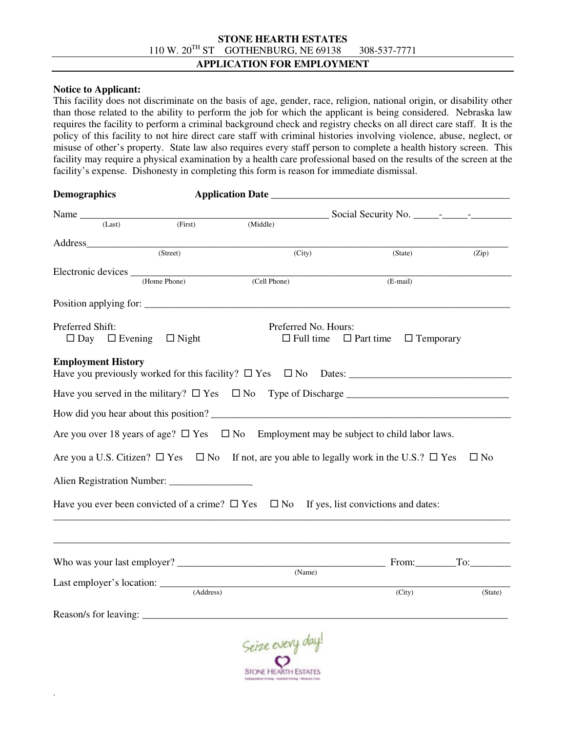**STONE HEARTH ESTATES**
110 W. 20TH ST GOTHENBURG, NE 69138 308-537-7771

**APPLICATION FOR EMPLOYMENT**

**Notice to Applicant:**
This facility does not discriminate on the basis of age, gender, race, religion, national origin, or disability other than those related to the ability to perform the job for which the applicant is being considered. Nebraska law requires the facility to perform a criminal background check and registry checks on all direct care staff. It is the policy of this facility to not hire direct care staff with criminal histories involving violence, abuse, neglect, or misuse of other's property. State law also requires every staff person to complete a health history screen. This facility may require a physical examination by a health care professional based on the results of the screen at the facility's expense. Dishonesty in completing this form is reason for immediate dismissal.

**Demographics** **Application Date** ______________________________________________

Name __________________________________________________ Social Security No. _____-_____-________
(Last) (First) (Middle)

Address_____________________________________________________________________________
(Street) (City) (State) (Zip)

Electronic devices ___________________________________________________________________
(Home Phone) (Cell Phone) (E-mail)

Position applying for: _________________________________________________________________

Preferred Shift:
☐ Day ☐ Evening ☐ Night

Preferred No. Hours:
☐ Full time ☐ Part time ☐ Temporary

**Employment History**
Have you previously worked for this facility? ☐ Yes ☐ No Dates: ______________________________

Have you served in the military? ☐ Yes ☐ No Type of Discharge ______________________________

How did you hear about this position? ______________________________________________________

Are you over 18 years of age? ☐ Yes ☐ No Employment may be subject to child labor laws.

Are you a U.S. Citizen? ☐ Yes ☐ No If not, are you able to legally work in the U.S.? ☐ Yes ☐ No

Alien Registration Number: ________________

Have you ever been convicted of a crime? ☐ Yes ☐ No If yes, list convictions and dates:
_____________________________________________________________________________________

_____________________________________________________________________________________

Who was your last employer? ________________________________________ From:________To:________
(Name)

Last employer's location: ______________________________________________________________
(Address) (City) (State)

Reason/s for leaving: _________________________________________________________________

Seize every day!
STONE HEARTH ESTATES
Independent Living · Assisted Living · Memory Care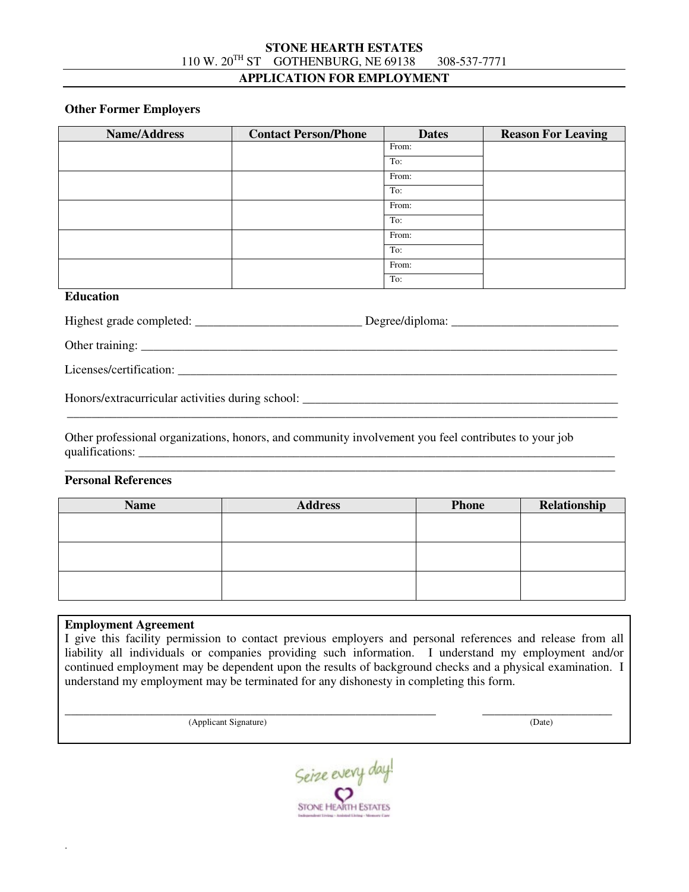**STONE HEARTH ESTATES**
110 W. 20TH ST GOTHENBURG, NE 69138 308-537-7771

**APPLICATION FOR EMPLOYMENT**

**Other Former Employers**

| Name/Address | Contact Person/Phone | Dates | Reason For Leaving |
|---|---|---|---|
| | | From: | |
| | | To: | |
| | | From: | |
| | | To: | |
| | | From: | |
| | | To: | |
| | | From: | |
| | | To: | |
| | | From: | |
| | | To: | |

**Education**

Highest grade completed: ___________________________ Degree/diploma: ___________________________

Other training: ______________________________________________________________________________

Licenses/certification: _______________________________________________________________________

Honors/extracurricular activities during school: ____________________________________________________
________________________________________________________________________________________

Other professional organizations, honors, and community involvement you feel contributes to your job qualifications: _______________________________________________________________________________
________________________________________________________________________________________

**Personal References**

| Name | Address | Phone | Relationship |
|---|---|---|---|
| | | | |
| | | | |
| | | | |

**Employment Agreement**

I give this facility permission to contact previous employers and personal references and release from all liability all individuals or companies providing such information. I understand my employment and/or continued employment may be dependent upon the results of background checks and a physical examination. I understand my employment may be terminated for any dishonesty in completing this form.

______________________________________________ (Applicant Signature)

______________________ (Date)

Seize every day!
STONE HEARTH ESTATES
Independent Living · Assisted Living · Memory Care